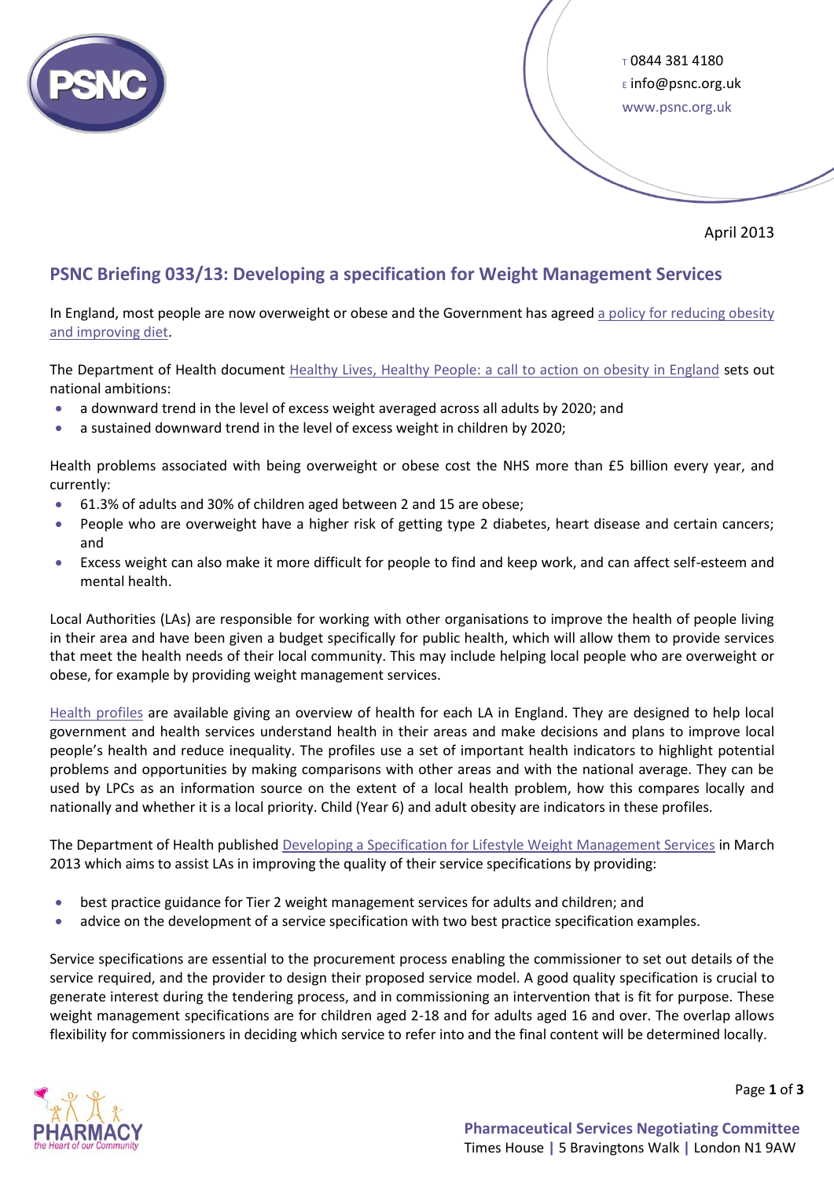T 0844 381 4180
E info@psnc.org.uk
www.psnc.org.uk

April 2013

# PSNC Briefing 033/13: Developing a specification for Weight Management Services

In England, most people are now overweight or obese and the Government has agreed a policy for reducing obesity and improving diet.

The Department of Health document Healthy Lives, Healthy People: a call to action on obesity in England sets out national ambitions:

- a downward trend in the level of excess weight averaged across all adults by 2020; and
- a sustained downward trend in the level of excess weight in children by 2020;

Health problems associated with being overweight or obese cost the NHS more than £5 billion every year, and currently:

- 61.3% of adults and 30% of children aged between 2 and 15 are obese;
- People who are overweight have a higher risk of getting type 2 diabetes, heart disease and certain cancers; and
- Excess weight can also make it more difficult for people to find and keep work, and can affect self-esteem and mental health.

Local Authorities (LAs) are responsible for working with other organisations to improve the health of people living in their area and have been given a budget specifically for public health, which will allow them to provide services that meet the health needs of their local community. This may include helping local people who are overweight or obese, for example by providing weight management services.

Health profiles are available giving an overview of health for each LA in England. They are designed to help local government and health services understand health in their areas and make decisions and plans to improve local people's health and reduce inequality. The profiles use a set of important health indicators to highlight potential problems and opportunities by making comparisons with other areas and with the national average. They can be used by LPCs as an information source on the extent of a local health problem, how this compares locally and nationally and whether it is a local priority. Child (Year 6) and adult obesity are indicators in these profiles.

The Department of Health published Developing a Specification for Lifestyle Weight Management Services in March 2013 which aims to assist LAs in improving the quality of their service specifications by providing:

- best practice guidance for Tier 2 weight management services for adults and children; and
- advice on the development of a service specification with two best practice specification examples.

Service specifications are essential to the procurement process enabling the commissioner to set out details of the service required, and the provider to design their proposed service model. A good quality specification is crucial to generate interest during the tendering process, and in commissioning an intervention that is fit for purpose. These weight management specifications are for children aged 2-18 and for adults aged 16 and over. The overlap allows flexibility for commissioners in deciding which service to refer into and the final content will be determined locally.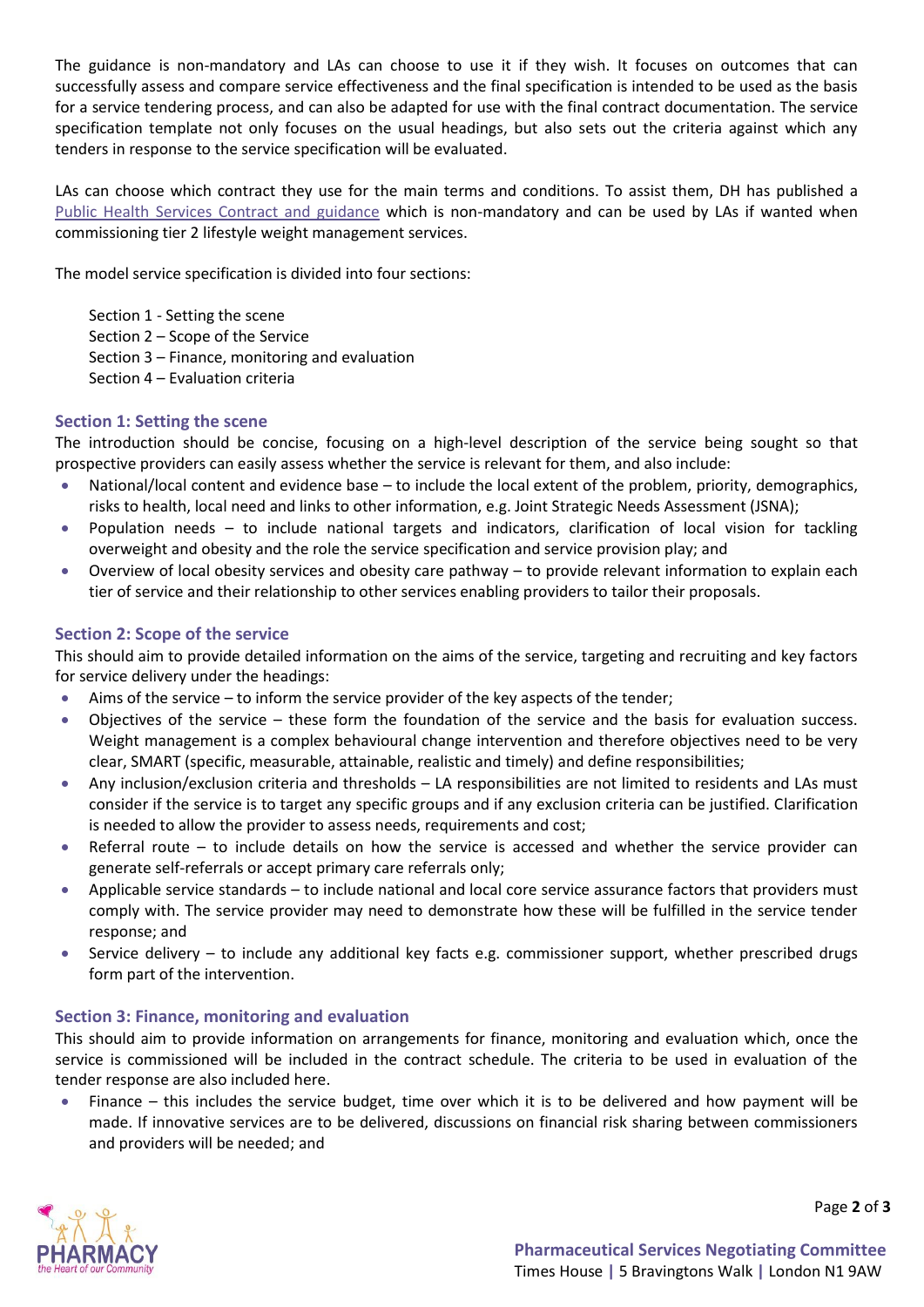The guidance is non-mandatory and LAs can choose to use it if they wish. It focuses on outcomes that can successfully assess and compare service effectiveness and the final specification is intended to be used as the basis for a service tendering process, and can also be adapted for use with the final contract documentation. The service specification template not only focuses on the usual headings, but also sets out the criteria against which any tenders in response to the service specification will be evaluated.

LAs can choose which contract they use for the main terms and conditions. To assist them, DH has published a Public Health Services Contract and guidance which is non-mandatory and can be used by LAs if wanted when commissioning tier 2 lifestyle weight management services.

The model service specification is divided into four sections:

Section 1 - Setting the scene
Section 2 – Scope of the Service
Section 3 – Finance, monitoring and evaluation
Section 4 – Evaluation criteria

## Section 1: Setting the scene

The introduction should be concise, focusing on a high-level description of the service being sought so that prospective providers can easily assess whether the service is relevant for them, and also include:

- National/local content and evidence base – to include the local extent of the problem, priority, demographics, risks to health, local need and links to other information, e.g. Joint Strategic Needs Assessment (JSNA);
- Population needs – to include national targets and indicators, clarification of local vision for tackling overweight and obesity and the role the service specification and service provision play; and
- Overview of local obesity services and obesity care pathway – to provide relevant information to explain each tier of service and their relationship to other services enabling providers to tailor their proposals.

## Section 2: Scope of the service

This should aim to provide detailed information on the aims of the service, targeting and recruiting and key factors for service delivery under the headings:

- Aims of the service – to inform the service provider of the key aspects of the tender;
- Objectives of the service – these form the foundation of the service and the basis for evaluation success. Weight management is a complex behavioural change intervention and therefore objectives need to be very clear, SMART (specific, measurable, attainable, realistic and timely) and define responsibilities;
- Any inclusion/exclusion criteria and thresholds – LA responsibilities are not limited to residents and LAs must consider if the service is to target any specific groups and if any exclusion criteria can be justified. Clarification is needed to allow the provider to assess needs, requirements and cost;
- Referral route – to include details on how the service is accessed and whether the service provider can generate self-referrals or accept primary care referrals only;
- Applicable service standards – to include national and local core service assurance factors that providers must comply with. The service provider may need to demonstrate how these will be fulfilled in the service tender response; and
- Service delivery – to include any additional key facts e.g. commissioner support, whether prescribed drugs form part of the intervention.

## Section 3: Finance, monitoring and evaluation

This should aim to provide information on arrangements for finance, monitoring and evaluation which, once the service is commissioned will be included in the contract schedule. The criteria to be used in evaluation of the tender response are also included here.

- Finance – this includes the service budget, time over which it is to be delivered and how payment will be made. If innovative services are to be delivered, discussions on financial risk sharing between commissioners and providers will be needed; and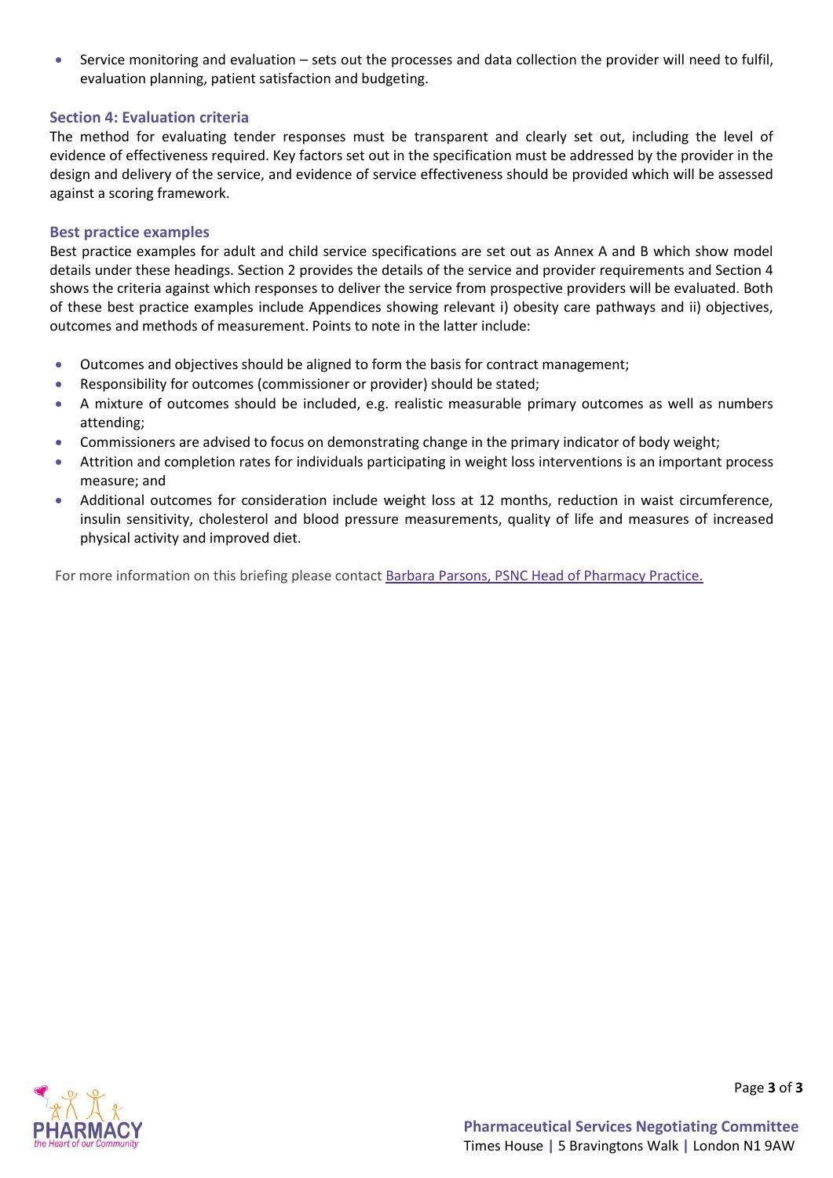- Service monitoring and evaluation – sets out the processes and data collection the provider will need to fulfil, evaluation planning, patient satisfaction and budgeting.

### Section 4: Evaluation criteria

The method for evaluating tender responses must be transparent and clearly set out, including the level of evidence of effectiveness required. Key factors set out in the specification must be addressed by the provider in the design and delivery of the service, and evidence of service effectiveness should be provided which will be assessed against a scoring framework.

### Best practice examples

Best practice examples for adult and child service specifications are set out as Annex A and B which show model details under these headings. Section 2 provides the details of the service and provider requirements and Section 4 shows the criteria against which responses to deliver the service from prospective providers will be evaluated. Both of these best practice examples include Appendices showing relevant i) obesity care pathways and ii) objectives, outcomes and methods of measurement. Points to note in the latter include:

- Outcomes and objectives should be aligned to form the basis for contract management;
- Responsibility for outcomes (commissioner or provider) should be stated;
- A mixture of outcomes should be included, e.g. realistic measurable primary outcomes as well as numbers attending;
- Commissioners are advised to focus on demonstrating change in the primary indicator of body weight;
- Attrition and completion rates for individuals participating in weight loss interventions is an important process measure; and
- Additional outcomes for consideration include weight loss at 12 months, reduction in waist circumference, insulin sensitivity, cholesterol and blood pressure measurements, quality of life and measures of increased physical activity and improved diet.

For more information on this briefing please contact Barbara Parsons, PSNC Head of Pharmacy Practice.